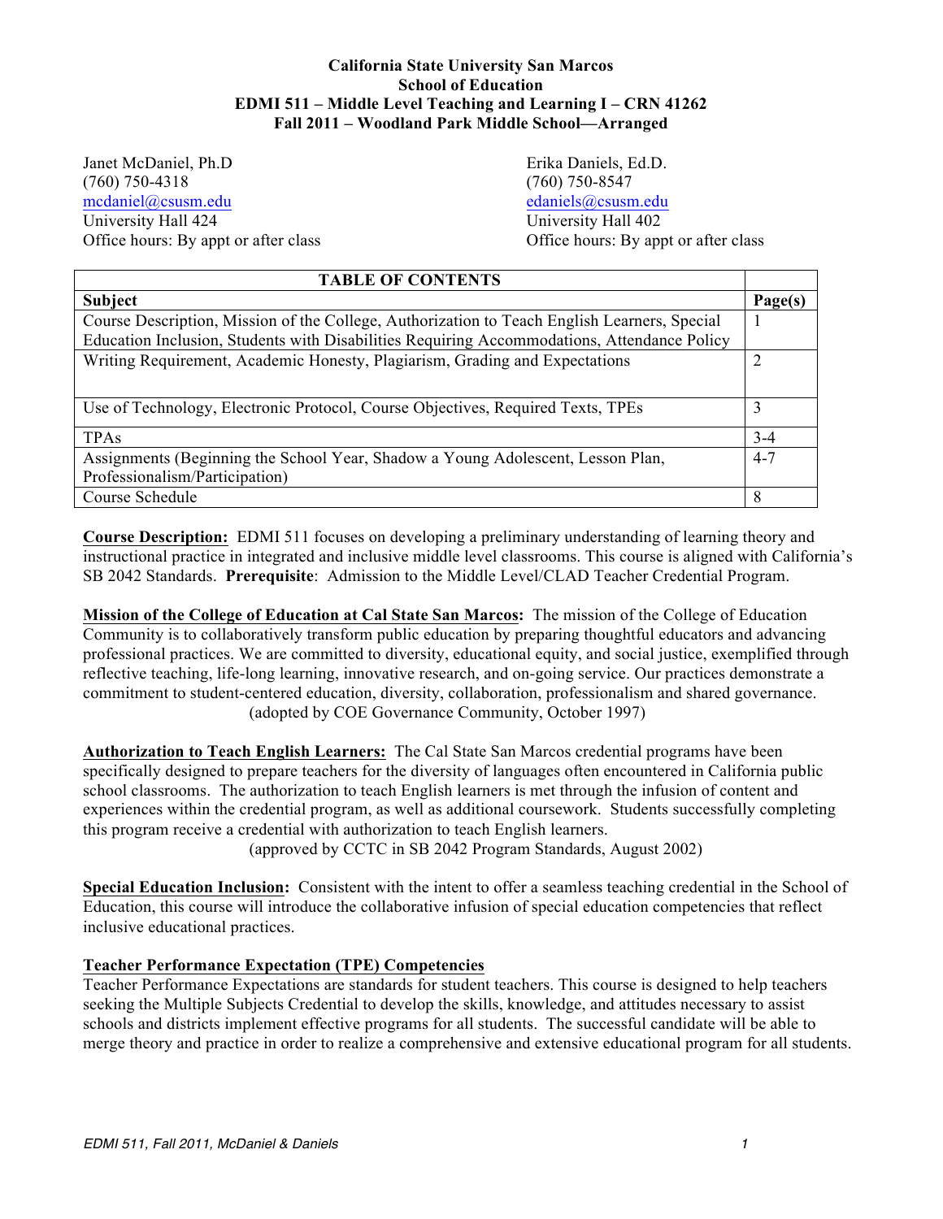**California State University San Marcos**
**School of Education**
**EDMI 511 – Middle Level Teaching and Learning I – CRN 41262**
**Fall 2011 – Woodland Park Middle School—Arranged**

Janet McDaniel, Ph.D
(760) 750-4318
mcdaniel@csusm.edu
University Hall 424
Office hours: By appt or after class

Erika Daniels, Ed.D.
(760) 750-8547
edaniels@csusm.edu
University Hall 402
Office hours: By appt or after class

| TABLE OF CONTENTS | |
|---|---|
| **Subject** | **Page(s)** |
| Course Description, Mission of the College, Authorization to Teach English Learners, Special Education Inclusion, Students with Disabilities Requiring Accommodations, Attendance Policy | 1 |
| Writing Requirement, Academic Honesty, Plagiarism, Grading and Expectations | 2 |
| Use of Technology, Electronic Protocol, Course Objectives, Required Texts, TPEs | 3 |
| TPAs | 3-4 |
| Assignments (Beginning the School Year, Shadow a Young Adolescent, Lesson Plan, Professionalism/Participation) | 4-7 |
| Course Schedule | 8 |

**Course Description:** EDMI 511 focuses on developing a preliminary understanding of learning theory and instructional practice in integrated and inclusive middle level classrooms. This course is aligned with California's SB 2042 Standards. **Prerequisite**: Admission to the Middle Level/CLAD Teacher Credential Program.

**Mission of the College of Education at Cal State San Marcos:** The mission of the College of Education Community is to collaboratively transform public education by preparing thoughtful educators and advancing professional practices. We are committed to diversity, educational equity, and social justice, exemplified through reflective teaching, life-long learning, innovative research, and on-going service. Our practices demonstrate a commitment to student-centered education, diversity, collaboration, professionalism and shared governance.
(adopted by COE Governance Community, October 1997)

**Authorization to Teach English Learners:** The Cal State San Marcos credential programs have been specifically designed to prepare teachers for the diversity of languages often encountered in California public school classrooms. The authorization to teach English learners is met through the infusion of content and experiences within the credential program, as well as additional coursework. Students successfully completing this program receive a credential with authorization to teach English learners.
(approved by CCTC in SB 2042 Program Standards, August 2002)

**Special Education Inclusion:** Consistent with the intent to offer a seamless teaching credential in the School of Education, this course will introduce the collaborative infusion of special education competencies that reflect inclusive educational practices.

**Teacher Performance Expectation (TPE) Competencies**

Teacher Performance Expectations are standards for student teachers. This course is designed to help teachers seeking the Multiple Subjects Credential to develop the skills, knowledge, and attitudes necessary to assist schools and districts implement effective programs for all students. The successful candidate will be able to merge theory and practice in order to realize a comprehensive and extensive educational program for all students.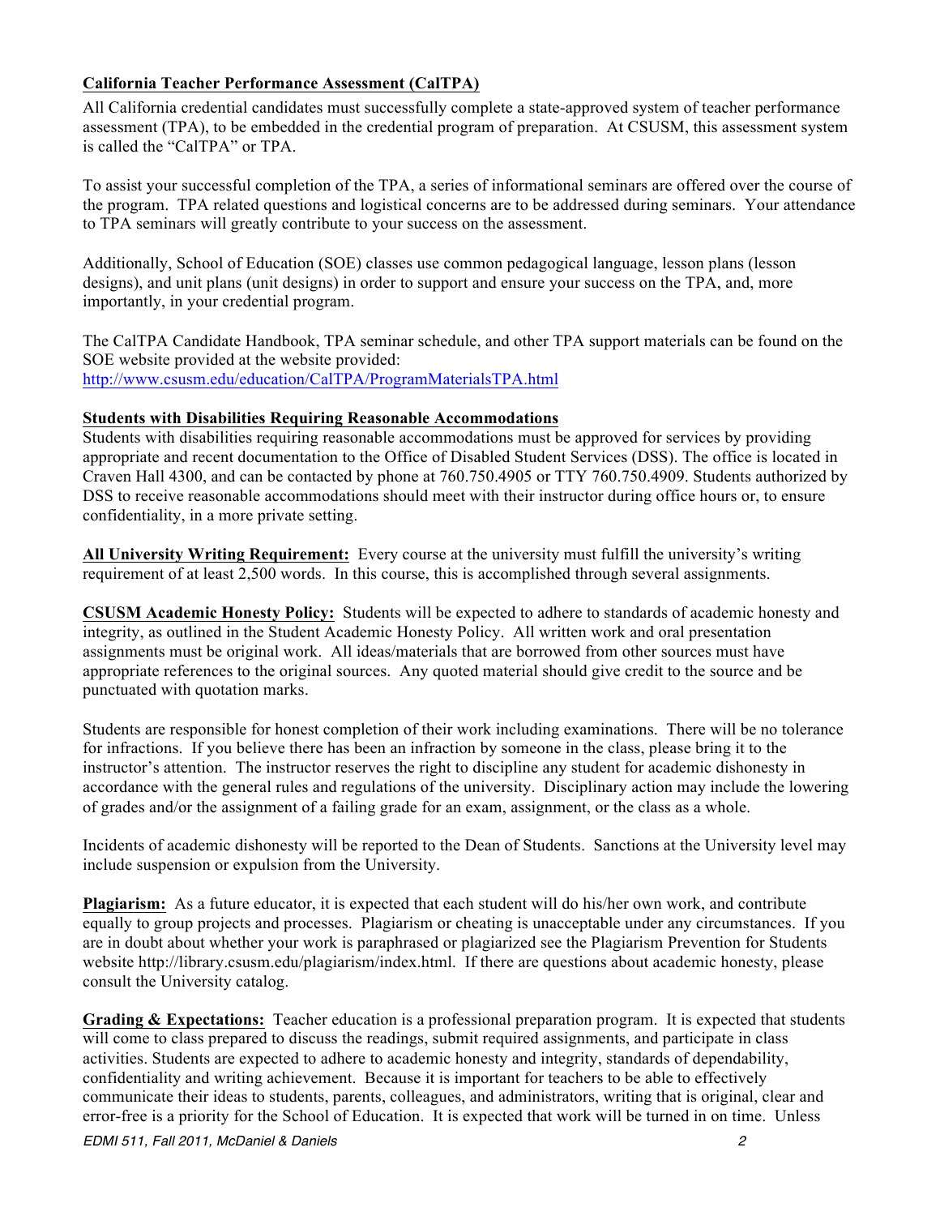**California Teacher Performance Assessment (CalTPA)**

All California credential candidates must successfully complete a state-approved system of teacher performance assessment (TPA), to be embedded in the credential program of preparation. At CSUSM, this assessment system is called the "CalTPA" or TPA.

To assist your successful completion of the TPA, a series of informational seminars are offered over the course of the program. TPA related questions and logistical concerns are to be addressed during seminars. Your attendance to TPA seminars will greatly contribute to your success on the assessment.

Additionally, School of Education (SOE) classes use common pedagogical language, lesson plans (lesson designs), and unit plans (unit designs) in order to support and ensure your success on the TPA, and, more importantly, in your credential program.

The CalTPA Candidate Handbook, TPA seminar schedule, and other TPA support materials can be found on the SOE website provided at the website provided:
http://www.csusm.edu/education/CalTPA/ProgramMaterialsTPA.html

**Students with Disabilities Requiring Reasonable Accommodations**

Students with disabilities requiring reasonable accommodations must be approved for services by providing appropriate and recent documentation to the Office of Disabled Student Services (DSS). The office is located in Craven Hall 4300, and can be contacted by phone at 760.750.4905 or TTY 760.750.4909. Students authorized by DSS to receive reasonable accommodations should meet with their instructor during office hours or, to ensure confidentiality, in a more private setting.

**All University Writing Requirement:** Every course at the university must fulfill the university's writing requirement of at least 2,500 words. In this course, this is accomplished through several assignments.

**CSUSM Academic Honesty Policy:** Students will be expected to adhere to standards of academic honesty and integrity, as outlined in the Student Academic Honesty Policy. All written work and oral presentation assignments must be original work. All ideas/materials that are borrowed from other sources must have appropriate references to the original sources. Any quoted material should give credit to the source and be punctuated with quotation marks.

Students are responsible for honest completion of their work including examinations. There will be no tolerance for infractions. If you believe there has been an infraction by someone in the class, please bring it to the instructor's attention. The instructor reserves the right to discipline any student for academic dishonesty in accordance with the general rules and regulations of the university. Disciplinary action may include the lowering of grades and/or the assignment of a failing grade for an exam, assignment, or the class as a whole.

Incidents of academic dishonesty will be reported to the Dean of Students. Sanctions at the University level may include suspension or expulsion from the University.

**Plagiarism:** As a future educator, it is expected that each student will do his/her own work, and contribute equally to group projects and processes. Plagiarism or cheating is unacceptable under any circumstances. If you are in doubt about whether your work is paraphrased or plagiarized see the Plagiarism Prevention for Students website http://library.csusm.edu/plagiarism/index.html. If there are questions about academic honesty, please consult the University catalog.

**Grading & Expectations:** Teacher education is a professional preparation program. It is expected that students will come to class prepared to discuss the readings, submit required assignments, and participate in class activities. Students are expected to adhere to academic honesty and integrity, standards of dependability, confidentiality and writing achievement. Because it is important for teachers to be able to effectively communicate their ideas to students, parents, colleagues, and administrators, writing that is original, clear and error-free is a priority for the School of Education. It is expected that work will be turned in on time. Unless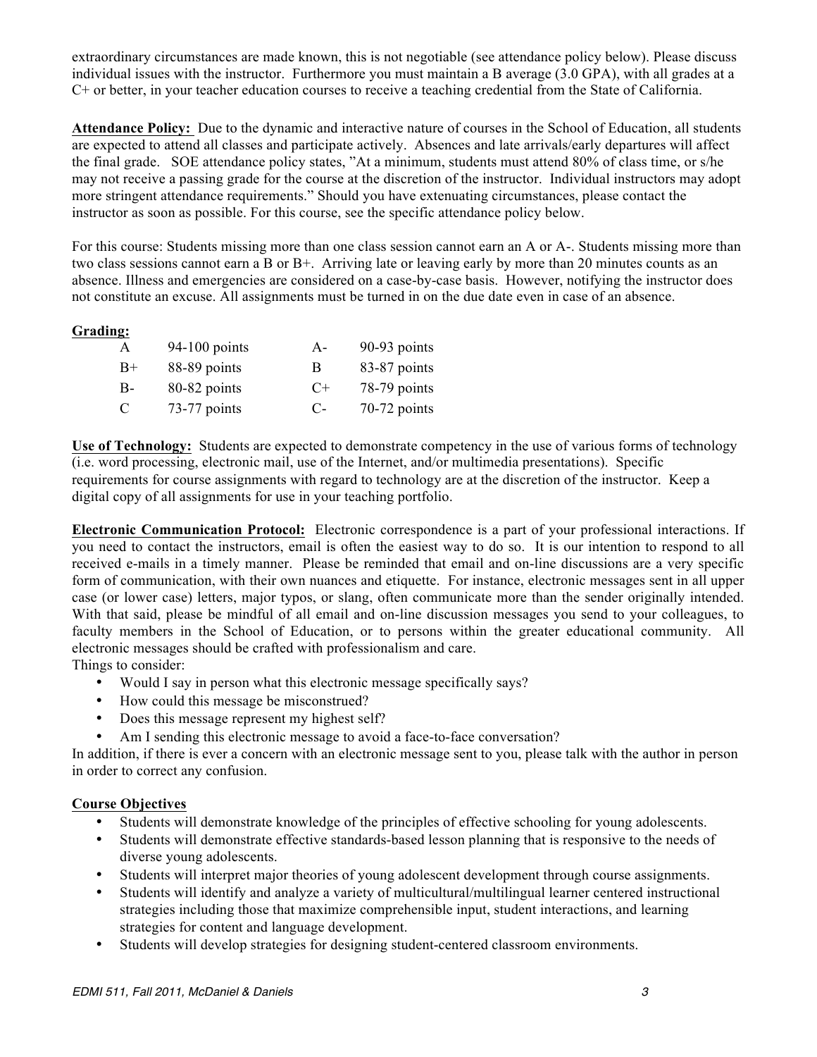extraordinary circumstances are made known, this is not negotiable (see attendance policy below). Please discuss individual issues with the instructor. Furthermore you must maintain a B average (3.0 GPA), with all grades at a C+ or better, in your teacher education courses to receive a teaching credential from the State of California.

**Attendance Policy:** Due to the dynamic and interactive nature of courses in the School of Education, all students are expected to attend all classes and participate actively. Absences and late arrivals/early departures will affect the final grade. SOE attendance policy states, "At a minimum, students must attend 80% of class time, or s/he may not receive a passing grade for the course at the discretion of the instructor. Individual instructors may adopt more stringent attendance requirements." Should you have extenuating circumstances, please contact the instructor as soon as possible. For this course, see the specific attendance policy below.

For this course: Students missing more than one class session cannot earn an A or A-. Students missing more than two class sessions cannot earn a B or B+. Arriving late or leaving early by more than 20 minutes counts as an absence. Illness and emergencies are considered on a case-by-case basis. However, notifying the instructor does not constitute an excuse. All assignments must be turned in on the due date even in case of an absence.

**Grading:**

| | | | |
|---|---|---|---|
| A | 94-100 points | A- | 90-93 points |
| B+ | 88-89 points | B | 83-87 points |
| B- | 80-82 points | C+ | 78-79 points |
| C | 73-77 points | C- | 70-72 points |

**Use of Technology:** Students are expected to demonstrate competency in the use of various forms of technology (i.e. word processing, electronic mail, use of the Internet, and/or multimedia presentations). Specific requirements for course assignments with regard to technology are at the discretion of the instructor. Keep a digital copy of all assignments for use in your teaching portfolio.

**Electronic Communication Protocol:** Electronic correspondence is a part of your professional interactions. If you need to contact the instructors, email is often the easiest way to do so. It is our intention to respond to all received e-mails in a timely manner. Please be reminded that email and on-line discussions are a very specific form of communication, with their own nuances and etiquette. For instance, electronic messages sent in all upper case (or lower case) letters, major typos, or slang, often communicate more than the sender originally intended. With that said, please be mindful of all email and on-line discussion messages you send to your colleagues, to faculty members in the School of Education, or to persons within the greater educational community. All electronic messages should be crafted with professionalism and care.

Things to consider:

- Would I say in person what this electronic message specifically says?
- How could this message be misconstrued?
- Does this message represent my highest self?
- Am I sending this electronic message to avoid a face-to-face conversation?

In addition, if there is ever a concern with an electronic message sent to you, please talk with the author in person in order to correct any confusion.

**Course Objectives**

- Students will demonstrate knowledge of the principles of effective schooling for young adolescents.
- Students will demonstrate effective standards-based lesson planning that is responsive to the needs of diverse young adolescents.
- Students will interpret major theories of young adolescent development through course assignments.
- Students will identify and analyze a variety of multicultural/multilingual learner centered instructional strategies including those that maximize comprehensible input, student interactions, and learning strategies for content and language development.
- Students will develop strategies for designing student-centered classroom environments.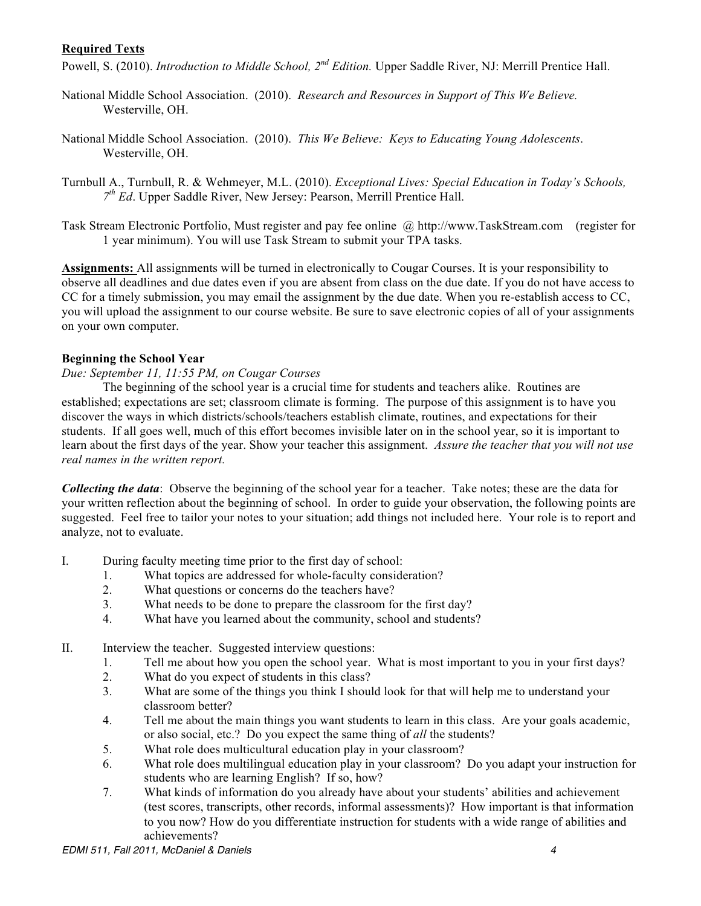**Required Texts**

Powell, S. (2010). *Introduction to Middle School, 2nd Edition.* Upper Saddle River, NJ: Merrill Prentice Hall.

National Middle School Association. (2010). *Research and Resources in Support of This We Believe.* Westerville, OH.

National Middle School Association. (2010). *This We Believe: Keys to Educating Young Adolescents*. Westerville, OH.

Turnbull A., Turnbull, R. & Wehmeyer, M.L. (2010). *Exceptional Lives: Special Education in Today's Schools, 7th Ed*. Upper Saddle River, New Jersey: Pearson, Merrill Prentice Hall.

Task Stream Electronic Portfolio, Must register and pay fee online @ http://www.TaskStream.com (register for 1 year minimum). You will use Task Stream to submit your TPA tasks.

**Assignments:** All assignments will be turned in electronically to Cougar Courses. It is your responsibility to observe all deadlines and due dates even if you are absent from class on the due date. If you do not have access to CC for a timely submission, you may email the assignment by the due date. When you re-establish access to CC, you will upload the assignment to our course website. Be sure to save electronic copies of all of your assignments on your own computer.

**Beginning the School Year**

*Due: September 11, 11:55 PM, on Cougar Courses*

The beginning of the school year is a crucial time for students and teachers alike. Routines are established; expectations are set; classroom climate is forming. The purpose of this assignment is to have you discover the ways in which districts/schools/teachers establish climate, routines, and expectations for their students. If all goes well, much of this effort becomes invisible later on in the school year, so it is important to learn about the first days of the year. Show your teacher this assignment. *Assure the teacher that you will not use real names in the written report.*

***Collecting the data***: Observe the beginning of the school year for a teacher. Take notes; these are the data for your written reflection about the beginning of school. In order to guide your observation, the following points are suggested. Feel free to tailor your notes to your situation; add things not included here. Your role is to report and analyze, not to evaluate.

I. During faculty meeting time prior to the first day of school:
   1. What topics are addressed for whole-faculty consideration?
   2. What questions or concerns do the teachers have?
   3. What needs to be done to prepare the classroom for the first day?
   4. What have you learned about the community, school and students?

II. Interview the teacher. Suggested interview questions:
   1. Tell me about how you open the school year. What is most important to you in your first days?
   2. What do you expect of students in this class?
   3. What are some of the things you think I should look for that will help me to understand your classroom better?
   4. Tell me about the main things you want students to learn in this class. Are your goals academic, or also social, etc.? Do you expect the same thing of *all* the students?
   5. What role does multicultural education play in your classroom?
   6. What role does multilingual education play in your classroom? Do you adapt your instruction for students who are learning English? If so, how?
   7. What kinds of information do you already have about your students' abilities and achievement (test scores, transcripts, other records, informal assessments)? How important is that information to you now? How do you differentiate instruction for students with a wide range of abilities and achievements?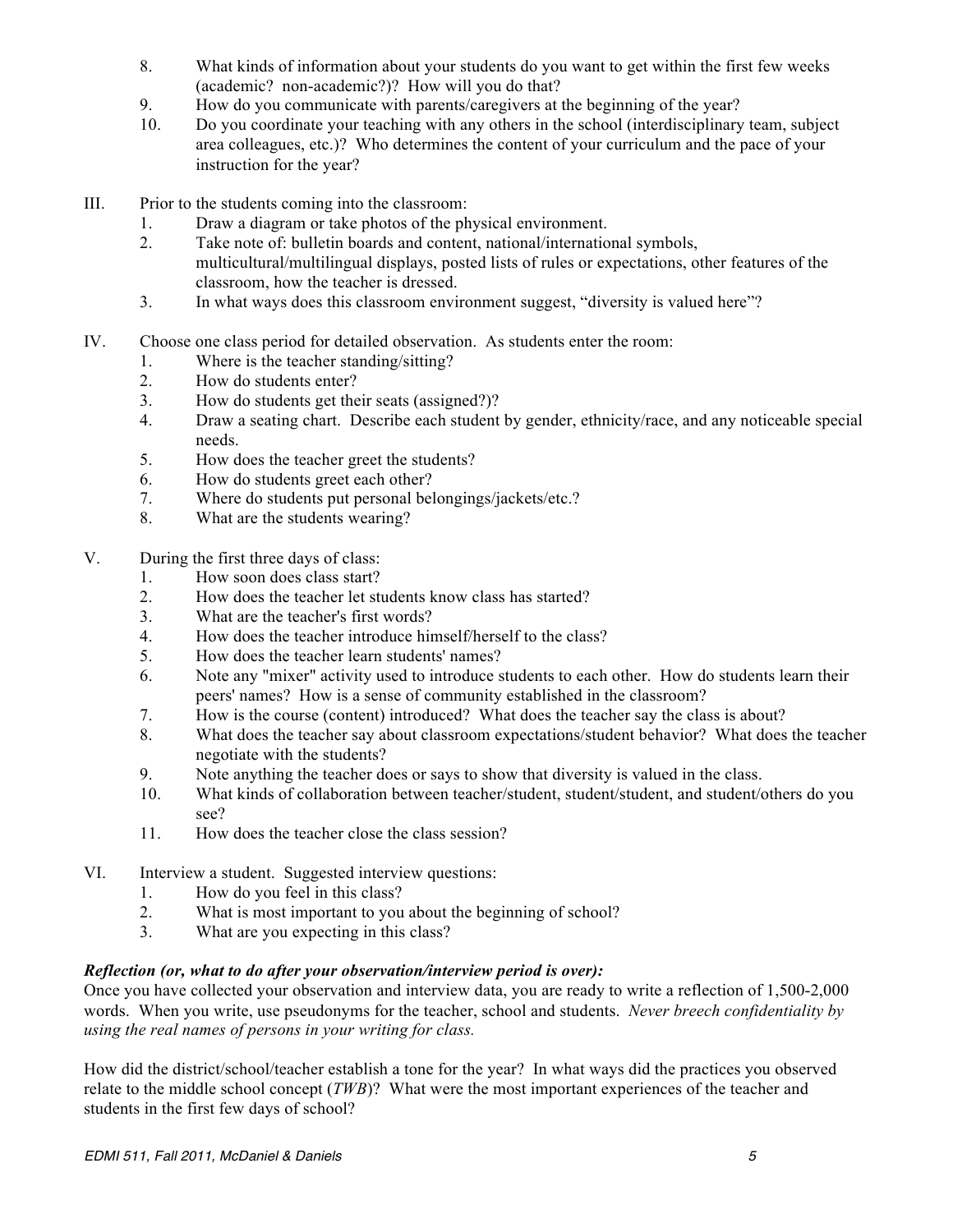8. What kinds of information about your students do you want to get within the first few weeks (academic? non-academic?)? How will you do that?
9. How do you communicate with parents/caregivers at the beginning of the year?
10. Do you coordinate your teaching with any others in the school (interdisciplinary team, subject area colleagues, etc.)? Who determines the content of your curriculum and the pace of your instruction for the year?

III. Prior to the students coming into the classroom:

1. Draw a diagram or take photos of the physical environment.
2. Take note of: bulletin boards and content, national/international symbols, multicultural/multilingual displays, posted lists of rules or expectations, other features of the classroom, how the teacher is dressed.
3. In what ways does this classroom environment suggest, "diversity is valued here"?

IV. Choose one class period for detailed observation. As students enter the room:

1. Where is the teacher standing/sitting?
2. How do students enter?
3. How do students get their seats (assigned?)?
4. Draw a seating chart. Describe each student by gender, ethnicity/race, and any noticeable special needs.
5. How does the teacher greet the students?
6. How do students greet each other?
7. Where do students put personal belongings/jackets/etc.?
8. What are the students wearing?

V. During the first three days of class:

1. How soon does class start?
2. How does the teacher let students know class has started?
3. What are the teacher's first words?
4. How does the teacher introduce himself/herself to the class?
5. How does the teacher learn students' names?
6. Note any "mixer" activity used to introduce students to each other. How do students learn their peers' names? How is a sense of community established in the classroom?
7. How is the course (content) introduced? What does the teacher say the class is about?
8. What does the teacher say about classroom expectations/student behavior? What does the teacher negotiate with the students?
9. Note anything the teacher does or says to show that diversity is valued in the class.
10. What kinds of collaboration between teacher/student, student/student, and student/others do you see?
11. How does the teacher close the class session?

VI. Interview a student. Suggested interview questions:

1. How do you feel in this class?
2. What is most important to you about the beginning of school?
3. What are you expecting in this class?

***Reflection (or, what to do after your observation/interview period is over):***

Once you have collected your observation and interview data, you are ready to write a reflection of 1,500-2,000 words. When you write, use pseudonyms for the teacher, school and students. *Never breech confidentiality by using the real names of persons in your writing for class.*

How did the district/school/teacher establish a tone for the year? In what ways did the practices you observed relate to the middle school concept (*TWB*)? What were the most important experiences of the teacher and students in the first few days of school?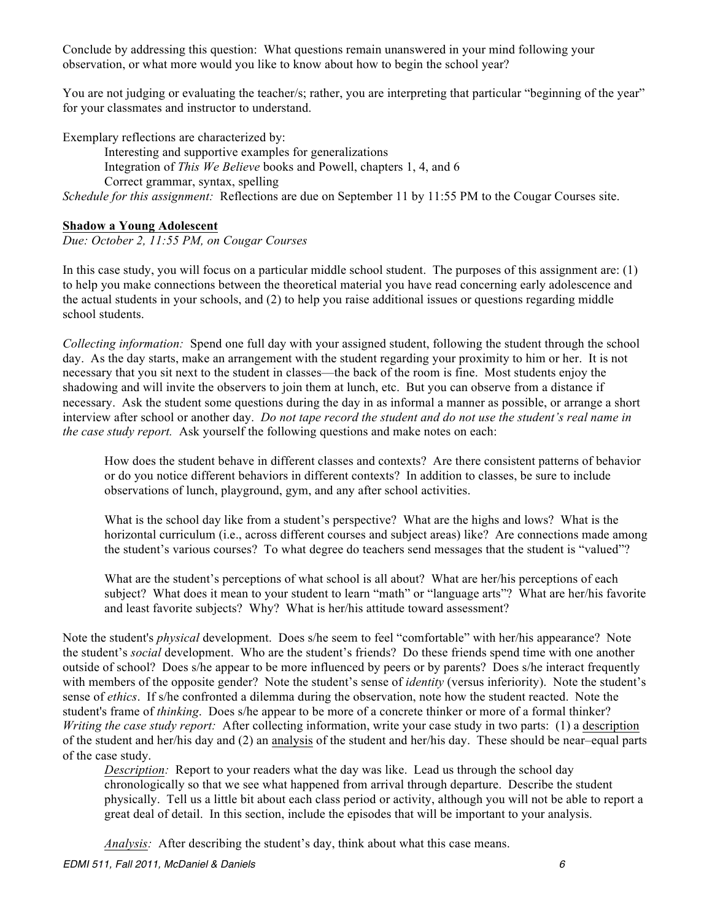Conclude by addressing this question: What questions remain unanswered in your mind following your observation, or what more would you like to know about how to begin the school year?

You are not judging or evaluating the teacher/s; rather, you are interpreting that particular "beginning of the year" for your classmates and instructor to understand.

Exemplary reflections are characterized by:

> Interesting and supportive examples for generalizations
> Integration of *This We Believe* books and Powell, chapters 1, 4, and 6
> Correct grammar, syntax, spelling

*Schedule for this assignment:* Reflections are due on September 11 by 11:55 PM to the Cougar Courses site.

**Shadow a Young Adolescent**

*Due: October 2, 11:55 PM, on Cougar Courses*

In this case study, you will focus on a particular middle school student. The purposes of this assignment are: (1) to help you make connections between the theoretical material you have read concerning early adolescence and the actual students in your schools, and (2) to help you raise additional issues or questions regarding middle school students.

*Collecting information:* Spend one full day with your assigned student, following the student through the school day. As the day starts, make an arrangement with the student regarding your proximity to him or her. It is not necessary that you sit next to the student in classes—the back of the room is fine. Most students enjoy the shadowing and will invite the observers to join them at lunch, etc. But you can observe from a distance if necessary. Ask the student some questions during the day in as informal a manner as possible, or arrange a short interview after school or another day. *Do not tape record the student and do not use the student's real name in the case study report.* Ask yourself the following questions and make notes on each:

> How does the student behave in different classes and contexts? Are there consistent patterns of behavior or do you notice different behaviors in different contexts? In addition to classes, be sure to include observations of lunch, playground, gym, and any after school activities.
>
> What is the school day like from a student's perspective? What are the highs and lows? What is the horizontal curriculum (i.e., across different courses and subject areas) like? Are connections made among the student's various courses? To what degree do teachers send messages that the student is "valued"?
>
> What are the student's perceptions of what school is all about? What are her/his perceptions of each subject? What does it mean to your student to learn "math" or "language arts"? What are her/his favorite and least favorite subjects? Why? What is her/his attitude toward assessment?

Note the student's *physical* development. Does s/he seem to feel "comfortable" with her/his appearance? Note the student's *social* development. Who are the student's friends? Do these friends spend time with one another outside of school? Does s/he appear to be more influenced by peers or by parents? Does s/he interact frequently with members of the opposite gender? Note the student's sense of *identity* (versus inferiority). Note the student's sense of *ethics*. If s/he confronted a dilemma during the observation, note how the student reacted. Note the student's frame of *thinking*. Does s/he appear to be more of a concrete thinker or more of a formal thinker?
*Writing the case study report:* After collecting information, write your case study in two parts: (1) a <u>description</u> of the student and her/his day and (2) an <u>analysis</u> of the student and her/his day. These should be near–equal parts of the case study.

> *<u>Description</u>:* Report to your readers what the day was like. Lead us through the school day chronologically so that we see what happened from arrival through departure. Describe the student physically. Tell us a little bit about each class period or activity, although you will not be able to report a great deal of detail. In this section, include the episodes that will be important to your analysis.
>
> *<u>Analysis</u>:* After describing the student's day, think about what this case means.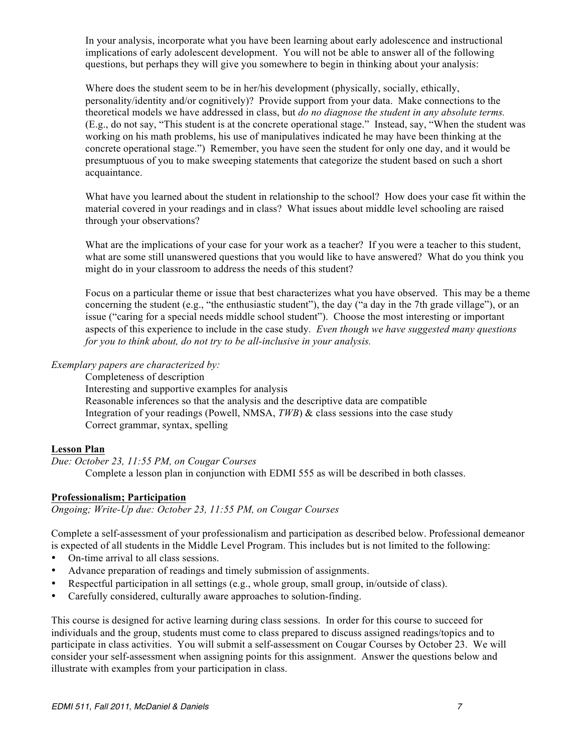In your analysis, incorporate what you have been learning about early adolescence and instructional implications of early adolescent development. You will not be able to answer all of the following questions, but perhaps they will give you somewhere to begin in thinking about your analysis:

Where does the student seem to be in her/his development (physically, socially, ethically, personality/identity and/or cognitively)? Provide support from your data. Make connections to the theoretical models we have addressed in class, but *do no diagnose the student in any absolute terms.* (E.g., do not say, "This student is at the concrete operational stage." Instead, say, "When the student was working on his math problems, his use of manipulatives indicated he may have been thinking at the concrete operational stage.") Remember, you have seen the student for only one day, and it would be presumptuous of you to make sweeping statements that categorize the student based on such a short acquaintance.

What have you learned about the student in relationship to the school? How does your case fit within the material covered in your readings and in class? What issues about middle level schooling are raised through your observations?

What are the implications of your case for your work as a teacher? If you were a teacher to this student, what are some still unanswered questions that you would like to have answered? What do you think you might do in your classroom to address the needs of this student?

Focus on a particular theme or issue that best characterizes what you have observed. This may be a theme concerning the student (e.g., "the enthusiastic student"), the day ("a day in the 7th grade village"), or an issue ("caring for a special needs middle school student"). Choose the most interesting or important aspects of this experience to include in the case study. *Even though we have suggested many questions for you to think about, do not try to be all-inclusive in your analysis.*

*Exemplary papers are characterized by:*

Completeness of description
Interesting and supportive examples for analysis
Reasonable inferences so that the analysis and the descriptive data are compatible
Integration of your readings (Powell, NMSA, *TWB*) & class sessions into the case study
Correct grammar, syntax, spelling

## Lesson Plan

*Due: October 23, 11:55 PM, on Cougar Courses*

Complete a lesson plan in conjunction with EDMI 555 as will be described in both classes.

## Professionalism; Participation

*Ongoing; Write-Up due: October 23, 11:55 PM, on Cougar Courses*

Complete a self-assessment of your professionalism and participation as described below. Professional demeanor is expected of all students in the Middle Level Program. This includes but is not limited to the following:

- On-time arrival to all class sessions.
- Advance preparation of readings and timely submission of assignments.
- Respectful participation in all settings (e.g., whole group, small group, in/outside of class).
- Carefully considered, culturally aware approaches to solution-finding.

This course is designed for active learning during class sessions. In order for this course to succeed for individuals and the group, students must come to class prepared to discuss assigned readings/topics and to participate in class activities. You will submit a self-assessment on Cougar Courses by October 23. We will consider your self-assessment when assigning points for this assignment. Answer the questions below and illustrate with examples from your participation in class.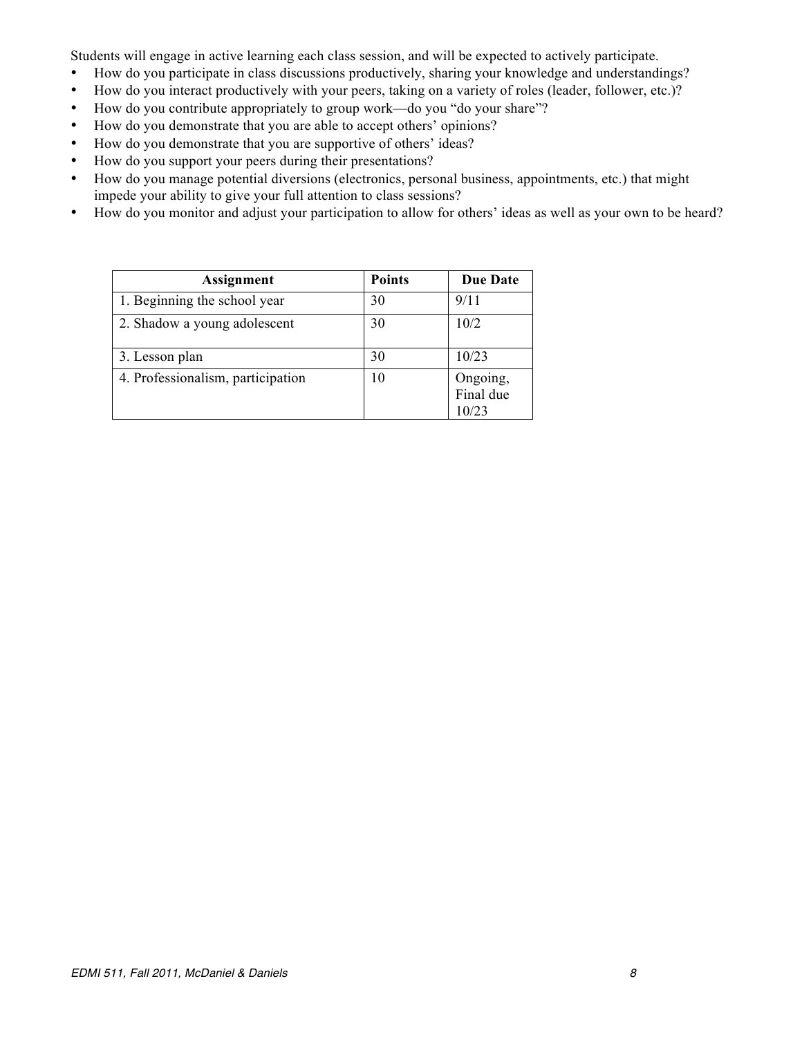Students will engage in active learning each class session, and will be expected to actively participate.

- How do you participate in class discussions productively, sharing your knowledge and understandings?
- How do you interact productively with your peers, taking on a variety of roles (leader, follower, etc.)?
- How do you contribute appropriately to group work—do you "do your share"?
- How do you demonstrate that you are able to accept others' opinions?
- How do you demonstrate that you are supportive of others' ideas?
- How do you support your peers during their presentations?
- How do you manage potential diversions (electronics, personal business, appointments, etc.) that might impede your ability to give your full attention to class sessions?
- How do you monitor and adjust your participation to allow for others' ideas as well as your own to be heard?

| Assignment | Points | Due Date |
|---|---|---|
| 1. Beginning the school year | 30 | 9/11 |
| 2. Shadow a young adolescent | 30 | 10/2 |
| 3. Lesson plan | 30 | 10/23 |
| 4. Professionalism, participation | 10 | Ongoing, Final due 10/23 |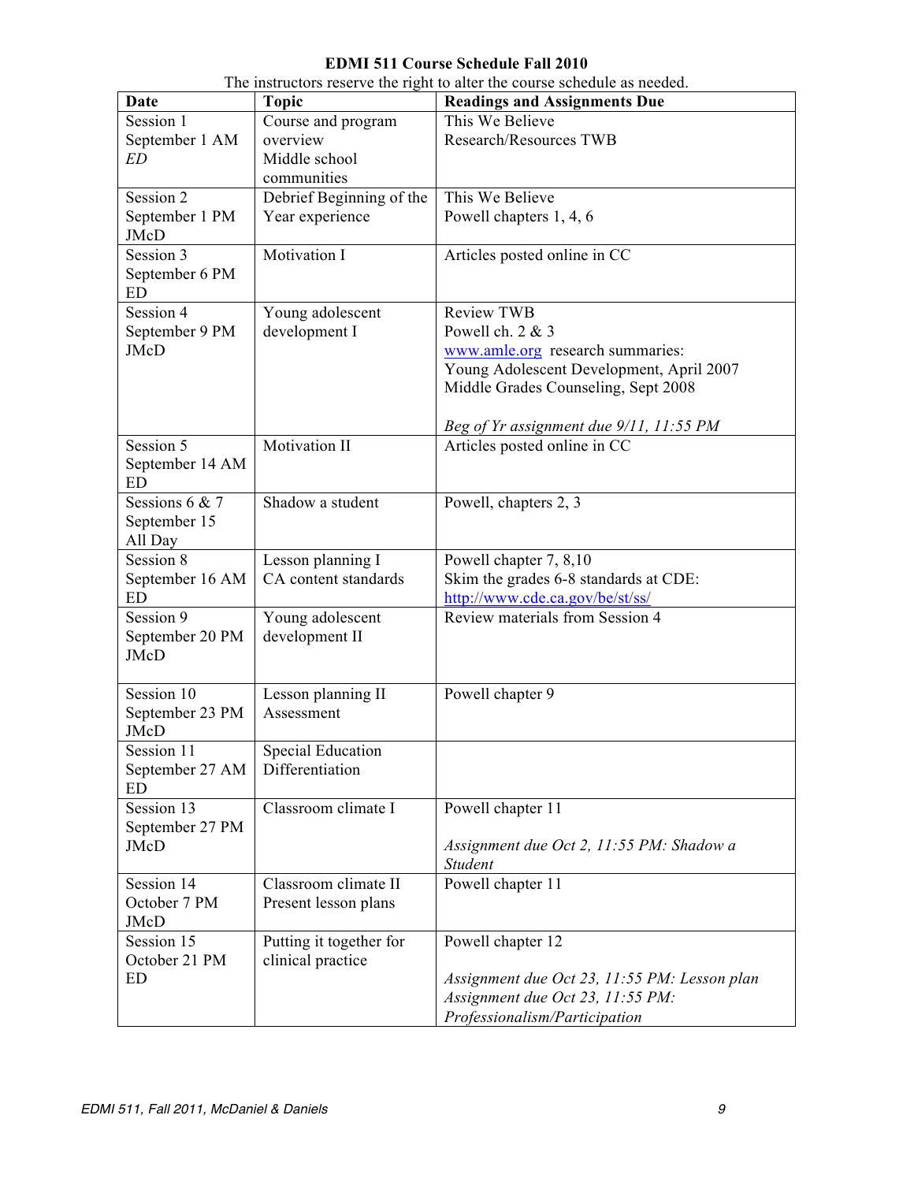**EDMI 511 Course Schedule Fall 2010**

The instructors reserve the right to alter the course schedule as needed.

| Date | Topic | Readings and Assignments Due |
|---|---|---|
| Session 1<br>September 1 AM<br>*ED* | Course and program overview<br>Middle school communities | This We Believe<br>Research/Resources TWB |
| Session 2<br>September 1 PM<br>JMcD | Debrief Beginning of the Year experience | This We Believe<br>Powell chapters 1, 4, 6 |
| Session 3<br>September 6 PM<br>ED | Motivation I | Articles posted online in CC |
| Session 4<br>September 9 PM<br>JMcD | Young adolescent development I | Review TWB<br>Powell ch. 2 & 3<br>www.amle.org research summaries:<br>Young Adolescent Development, April 2007<br>Middle Grades Counseling, Sept 2008<br><br>*Beg of Yr assignment due 9/11, 11:55 PM* |
| Session 5<br>September 14 AM<br>ED | Motivation II | Articles posted online in CC |
| Sessions 6 & 7<br>September 15<br>All Day | Shadow a student | Powell, chapters 2, 3 |
| Session 8<br>September 16 AM<br>ED | Lesson planning I<br>CA content standards | Powell chapter 7, 8,10<br>Skim the grades 6-8 standards at CDE:<br>http://www.cde.ca.gov/be/st/ss/ |
| Session 9<br>September 20 PM<br>JMcD | Young adolescent development II | Review materials from Session 4 |
| Session 10<br>September 23 PM<br>JMcD | Lesson planning II<br>Assessment | Powell chapter 9 |
| Session 11<br>September 27 AM<br>ED | Special Education<br>Differentiation | |
| Session 13<br>September 27 PM<br>JMcD | Classroom climate I | Powell chapter 11<br><br>*Assignment due Oct 2, 11:55 PM: Shadow a Student* |
| Session 14<br>October 7 PM<br>JMcD | Classroom climate II<br>Present lesson plans | Powell chapter 11 |
| Session 15<br>October 21 PM<br>ED | Putting it together for clinical practice | Powell chapter 12<br><br>*Assignment due Oct 23, 11:55 PM: Lesson plan*<br>*Assignment due Oct 23, 11:55 PM: Professionalism/Participation* |